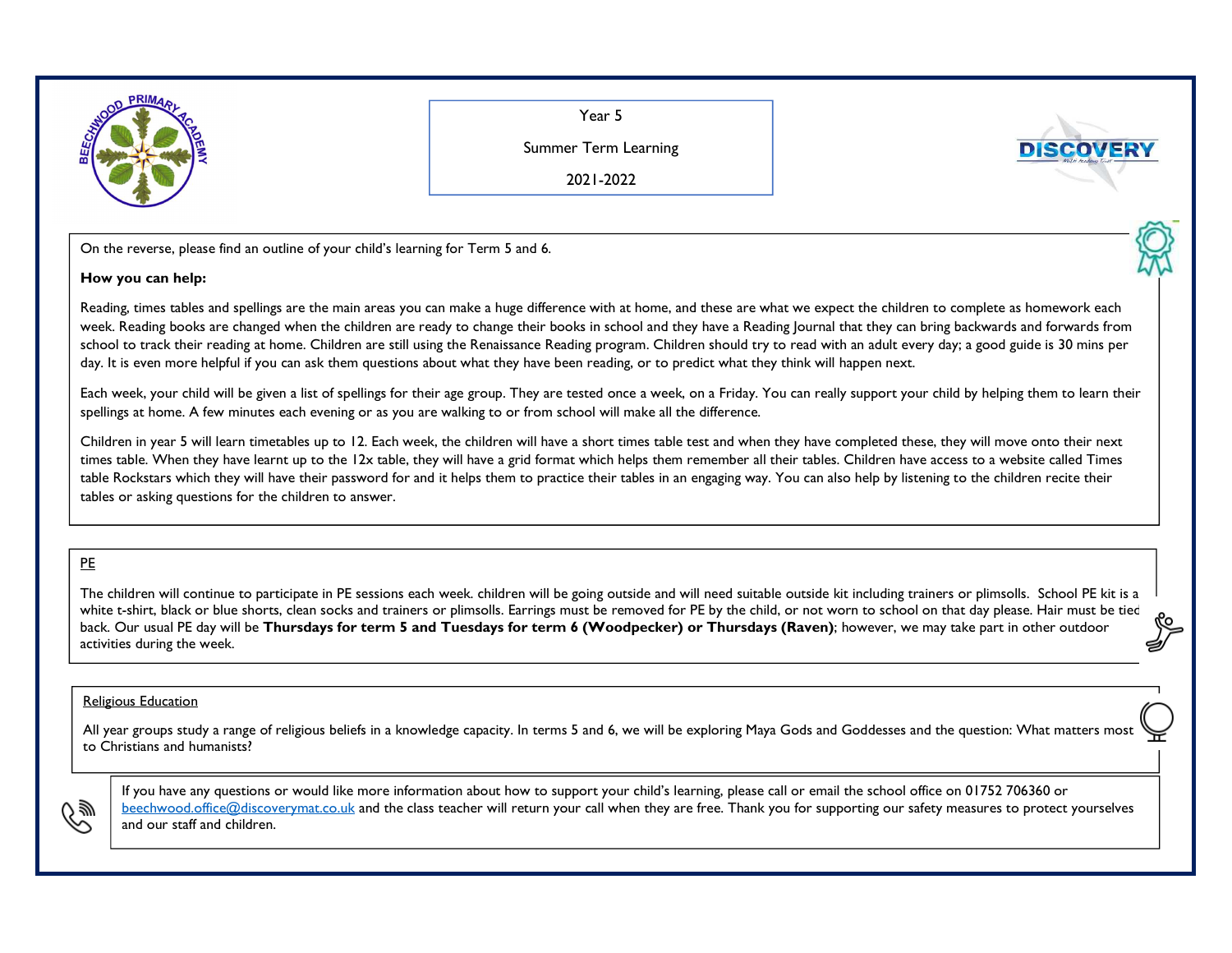Year 5

Summer Term Learning

2021-2022

On the reverse, please find an outline of your child's learning for Term 5 and 6.

**How you can help:**

Reading, times tables and spellings are the main areas you can make a huge difference with at home, and these are what we expect the children to complete as homework each week. Reading books are changed when the children are ready to change their books in school and they have a Reading Journal that they can bring backwards and forwards from school to track their reading at home. Children are still using the Renaissance Reading program. Children should try to read with an adult every day; a good guide is 30 mins per day. It is even more helpful if you can ask them questions about what they have been reading, or to predict what they think will happen next.

Each week, your child will be given a list of spellings for their age group. They are tested once a week, on a Friday. You can really support your child by helping them to learn their spellings at home. A few minutes each evening or as you are walking to or from school will make all the difference.

Children in year 5 will learn timetables up to 12. Each week, the children will have a short times table test and when they have completed these, they will move onto their next times table. When they have learnt up to the 12x table, they will have a grid format which helps them remember all their tables. Children have access to a website called Times table Rockstars which they will have their password for and it helps them to practice their tables in an engaging way. You can also help by listening to the children recite their tables or asking questions for the children to answer.

## PE

The children will continue to participate in PE sessions each week. children will be going outside and will need suitable outside kit including trainers or plimsolls. School PE kit is a white t-shirt, black or blue shorts, clean socks and trainers or plimsolls. Earrings must be removed for PE by the child, or not worn to school on that day please. Hair must be tied back. Our usual PE day will be **Thursdays for term 5 and Tuesdays for term 6 (Woodpecker) or Thursdays (Raven)**; however, we may take part in other outdoor activities during the week.

## Religious Education

All year groups study a range of religious beliefs in a knowledge capacity. In terms 5 and 6, we will be exploring Maya Gods and Goddesses and the question: What matters most to Christians and humanists?

If you have any questions or would like more information about how to support your child's learning, please call or email the school office on 01752 706360 or beechwood.office@discoverymat.co.uk and the class teacher will return your call when they are free. Thank you for supporting our safety measures to protect yourselves and our staff and children.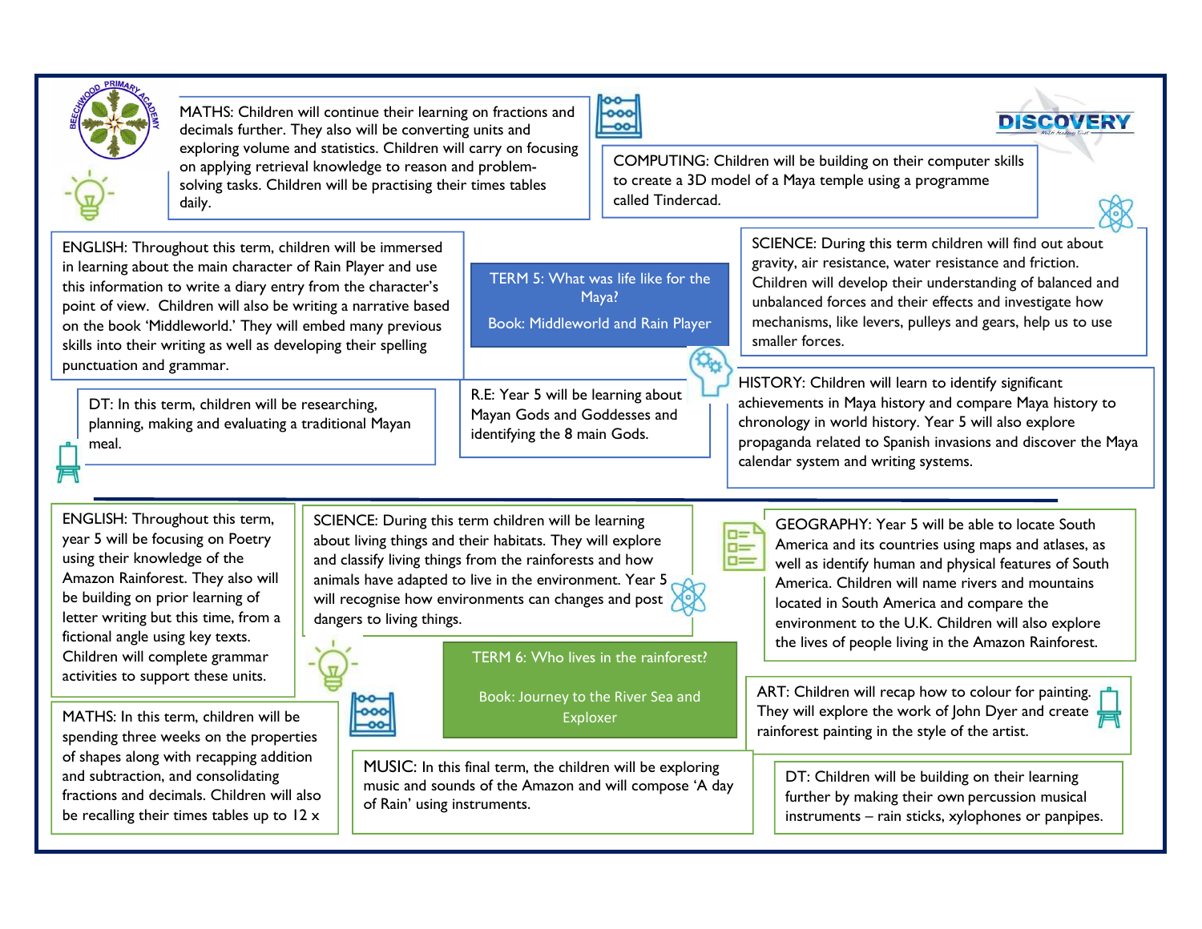BEECHWOOD PRIMARY ACADEMY

DISCOVERY

MATHS: Children will continue their learning on fractions and decimals further. They also will be converting units and exploring volume and statistics. Children will carry on focusing on applying retrieval knowledge to reason and problem-solving tasks. Children will be practising their times tables daily.

COMPUTING: Children will be building on their computer skills to create a 3D model of a Maya temple using a programme called Tindercad.

ENGLISH: Throughout this term, children will be immersed in learning about the main character of Rain Player and use this information to write a diary entry from the character's point of view. Children will also be writing a narrative based on the book 'Middleworld.' They will embed many previous skills into their writing as well as developing their spelling punctuation and grammar.

## TERM 5: What was life like for the Maya?

Book: Middleworld and Rain Player

SCIENCE: During this term children will find out about gravity, air resistance, water resistance and friction. Children will develop their understanding of balanced and unbalanced forces and their effects and investigate how mechanisms, like levers, pulleys and gears, help us to use smaller forces.

DT: In this term, children will be researching, planning, making and evaluating a traditional Mayan meal.

R.E: Year 5 will be learning about Mayan Gods and Goddesses and identifying the 8 main Gods.

HISTORY: Children will learn to identify significant achievements in Maya history and compare Maya history to chronology in world history. Year 5 will also explore propaganda related to Spanish invasions and discover the Maya calendar system and writing systems.

---

ENGLISH: Throughout this term, year 5 will be focusing on Poetry using their knowledge of the Amazon Rainforest. They also will be building on prior learning of letter writing but this time, from a fictional angle using key texts. Children will complete grammar activities to support these units.

SCIENCE: During this term children will be learning about living things and their habitats. They will explore and classify living things from the rainforests and how animals have adapted to live in the environment. Year 5 will recognise how environments can changes and post dangers to living things.

GEOGRAPHY: Year 5 will be able to locate South America and its countries using maps and atlases, as well as identify human and physical features of South America. Children will name rivers and mountains located in South America and compare the environment to the U.K. Children will also explore the lives of people living in the Amazon Rainforest.

## TERM 6: Who lives in the rainforest?

Book: Journey to the River Sea and Exploxer

ART: Children will recap how to colour for painting. They will explore the work of John Dyer and create rainforest painting in the style of the artist.

MATHS: In this term, children will be spending three weeks on the properties of shapes along with recapping addition and subtraction, and consolidating fractions and decimals. Children will also be recalling their times tables up to 12 x

MUSIC: In this final term, the children will be exploring music and sounds of the Amazon and will compose 'A day of Rain' using instruments.

DT: Children will be building on their learning further by making their own percussion musical instruments – rain sticks, xylophones or panpipes.